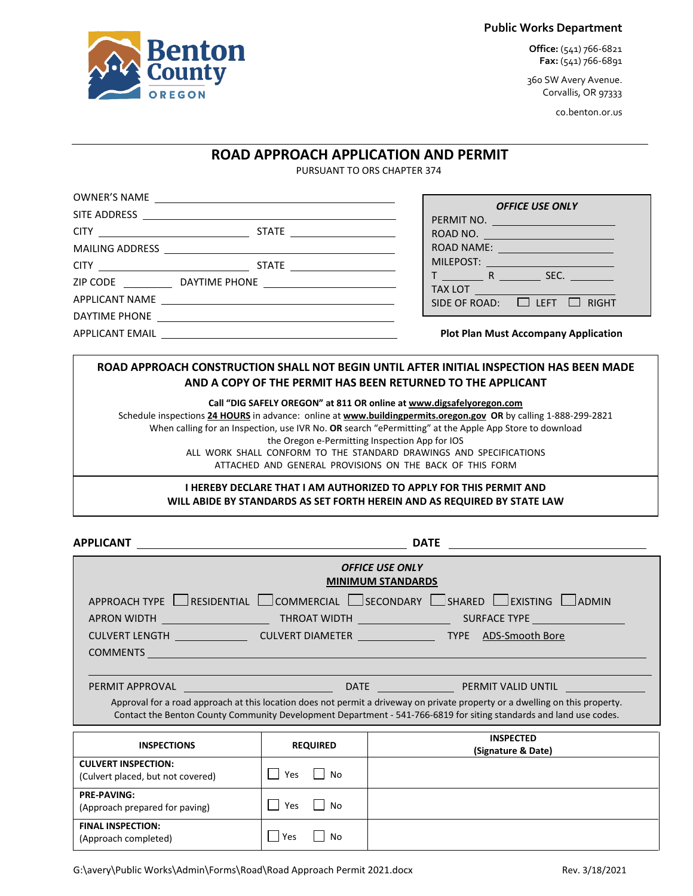Benton County OREGON

**Public Works Department**

**Office:** (541) 766-6821
**Fax:** (541) 766-6891

360 SW Avery Avenue.
Corvallis, OR 97333

co.benton.or.us

# ROAD APPROACH APPLICATION AND PERMIT

PURSUANT TO ORS CHAPTER 374

OWNER'S NAME ______________________________

SITE ADDRESS ______________________________

CITY ____________________ STATE ____________

MAILING ADDRESS ______________________________

CITY ____________________ STATE ____________

ZIP CODE ________ DAYTIME PHONE ____________

APPLICANT NAME ______________________________

DAYTIME PHONE ______________________________

APPLICANT EMAIL ______________________________

***OFFICE USE ONLY***

PERMIT NO. ____________________

ROAD NO. ____________________

ROAD NAME: ____________________

MILEPOST: ____________________

T ________ R ________ SEC. ________

TAX LOT ____________________

SIDE OF ROAD: ☐ LEFT ☐ RIGHT

**Plot Plan Must Accompany Application**

**ROAD APPROACH CONSTRUCTION SHALL NOT BEGIN UNTIL AFTER INITIAL INSPECTION HAS BEEN MADE AND A COPY OF THE PERMIT HAS BEEN RETURNED TO THE APPLICANT**

**Call "DIG SAFELY OREGON" at 811 OR online at www.digsafelyoregon.com**

Schedule inspections **24 HOURS** in advance: online at **www.buildingpermits.oregon.gov** **OR** by calling 1-888-299-2821
When calling for an Inspection, use IVR No. **OR** search "ePermitting" at the Apple App Store to download the Oregon e-Permitting Inspection App for IOS
ALL WORK SHALL CONFORM TO THE STANDARD DRAWINGS AND SPECIFICATIONS ATTACHED AND GENERAL PROVISIONS ON THE BACK OF THIS FORM

**I HEREBY DECLARE THAT I AM AUTHORIZED TO APPLY FOR THIS PERMIT AND WILL ABIDE BY STANDARDS AS SET FORTH HEREIN AND AS REQUIRED BY STATE LAW**

**APPLICANT** ______________________________ **DATE** ____________________

***OFFICE USE ONLY***

**MINIMUM STANDARDS**

APPROACH TYPE ☐ RESIDENTIAL ☐ COMMERCIAL ☐ SECONDARY ☐ SHARED ☐ EXISTING ☐ ADMIN

APRON WIDTH ____________ THROAT WIDTH ____________ SURFACE TYPE ____________

CULVERT LENGTH ____________ CULVERT DIAMETER ____________ TYPE ADS-Smooth Bore

COMMENTS ______________________________________________

PERMIT APPROVAL ____________________ DATE ____________ PERMIT VALID UNTIL ____________

Approval for a road approach at this location does not permit a driveway on private property or a dwelling on this property. Contact the Benton County Community Development Department - 541-766-6819 for siting standards and land use codes.

| INSPECTIONS | REQUIRED | INSPECTED (Signature & Date) |
|---|---|---|
| **CULVERT INSPECTION:** (Culvert placed, but not covered) | ☐ Yes ☐ No | |
| **PRE-PAVING:** (Approach prepared for paving) | ☐ Yes ☐ No | |
| **FINAL INSPECTION:** (Approach completed) | ☐ Yes ☐ No | |

G:\avery\Public Works\Admin\Forms\Road\Road Approach Permit 2021.docx Rev. 3/18/2021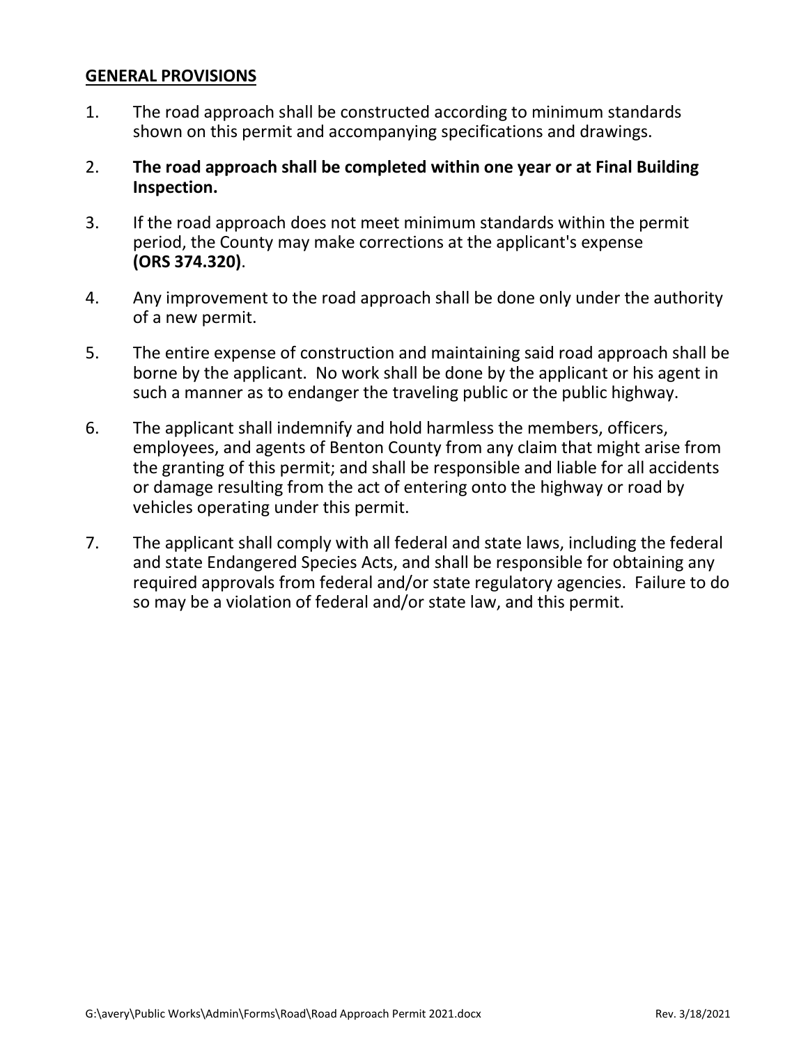**GENERAL PROVISIONS**

1. The road approach shall be constructed according to minimum standards shown on this permit and accompanying specifications and drawings.

2. **The road approach shall be completed within one year or at Final Building Inspection.**

3. If the road approach does not meet minimum standards within the permit period, the County may make corrections at the applicant's expense **(ORS 374.320)**.

4. Any improvement to the road approach shall be done only under the authority of a new permit.

5. The entire expense of construction and maintaining said road approach shall be borne by the applicant. No work shall be done by the applicant or his agent in such a manner as to endanger the traveling public or the public highway.

6. The applicant shall indemnify and hold harmless the members, officers, employees, and agents of Benton County from any claim that might arise from the granting of this permit; and shall be responsible and liable for all accidents or damage resulting from the act of entering onto the highway or road by vehicles operating under this permit.

7. The applicant shall comply with all federal and state laws, including the federal and state Endangered Species Acts, and shall be responsible for obtaining any required approvals from federal and/or state regulatory agencies. Failure to do so may be a violation of federal and/or state law, and this permit.